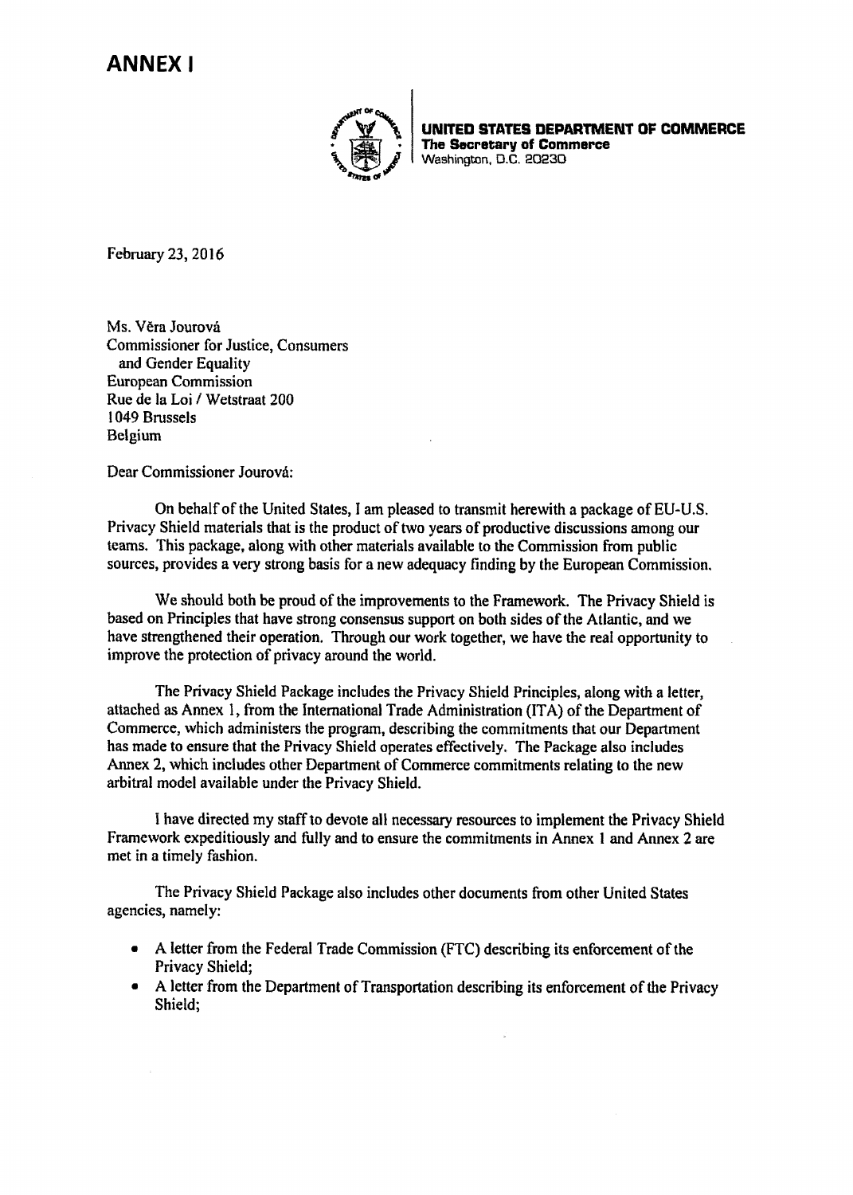# ANNEX I

**UNITED STATES DEPARTMENT OF COMMERCE**
**The Secretary of Commerce**
Washington, D.C. 20230

February 23, 2016

Ms. Věra Jourová
Commissioner for Justice, Consumers
and Gender Equality
European Commission
Rue de la Loi / Wetstraat 200
1049 Brussels
Belgium

Dear Commissioner Jourová:

On behalf of the United States, I am pleased to transmit herewith a package of EU-U.S. Privacy Shield materials that is the product of two years of productive discussions among our teams. This package, along with other materials available to the Commission from public sources, provides a very strong basis for a new adequacy finding by the European Commission.

We should both be proud of the improvements to the Framework. The Privacy Shield is based on Principles that have strong consensus support on both sides of the Atlantic, and we have strengthened their operation. Through our work together, we have the real opportunity to improve the protection of privacy around the world.

The Privacy Shield Package includes the Privacy Shield Principles, along with a letter, attached as Annex 1, from the International Trade Administration (ITA) of the Department of Commerce, which administers the program, describing the commitments that our Department has made to ensure that the Privacy Shield operates effectively. The Package also includes Annex 2, which includes other Department of Commerce commitments relating to the new arbitral model available under the Privacy Shield.

I have directed my staff to devote all necessary resources to implement the Privacy Shield Framework expeditiously and fully and to ensure the commitments in Annex 1 and Annex 2 are met in a timely fashion.

The Privacy Shield Package also includes other documents from other United States agencies, namely:

- A letter from the Federal Trade Commission (FTC) describing its enforcement of the Privacy Shield;
- A letter from the Department of Transportation describing its enforcement of the Privacy Shield;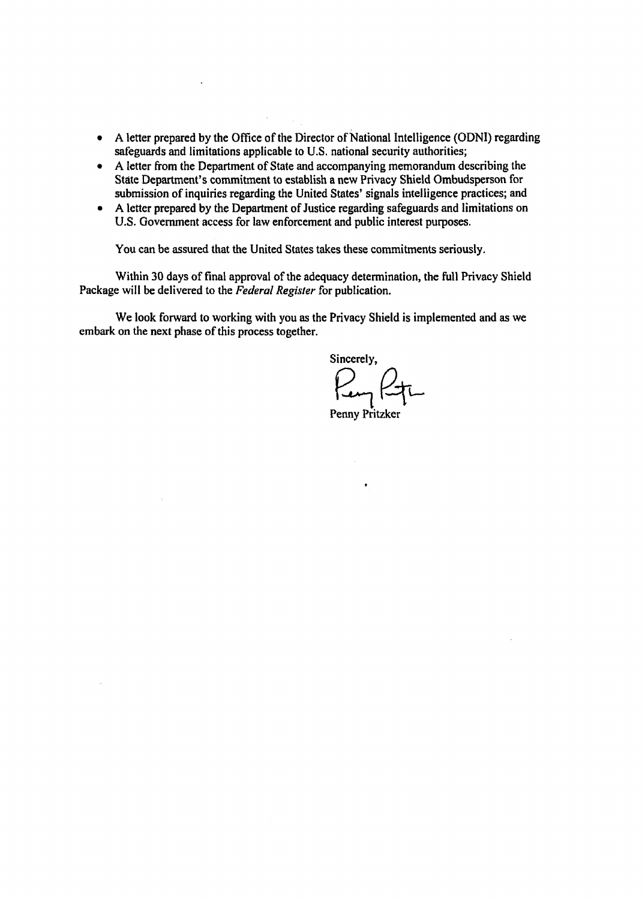- A letter prepared by the Office of the Director of National Intelligence (ODNI) regarding safeguards and limitations applicable to U.S. national security authorities;
- A letter from the Department of State and accompanying memorandum describing the State Department's commitment to establish a new Privacy Shield Ombudsperson for submission of inquiries regarding the United States' signals intelligence practices; and
- A letter prepared by the Department of Justice regarding safeguards and limitations on U.S. Government access for law enforcement and public interest purposes.

You can be assured that the United States takes these commitments seriously.

Within 30 days of final approval of the adequacy determination, the full Privacy Shield Package will be delivered to the *Federal Register* for publication.

We look forward to working with you as the Privacy Shield is implemented and as we embark on the next phase of this process together.

Sincerely,

Penny Pritzker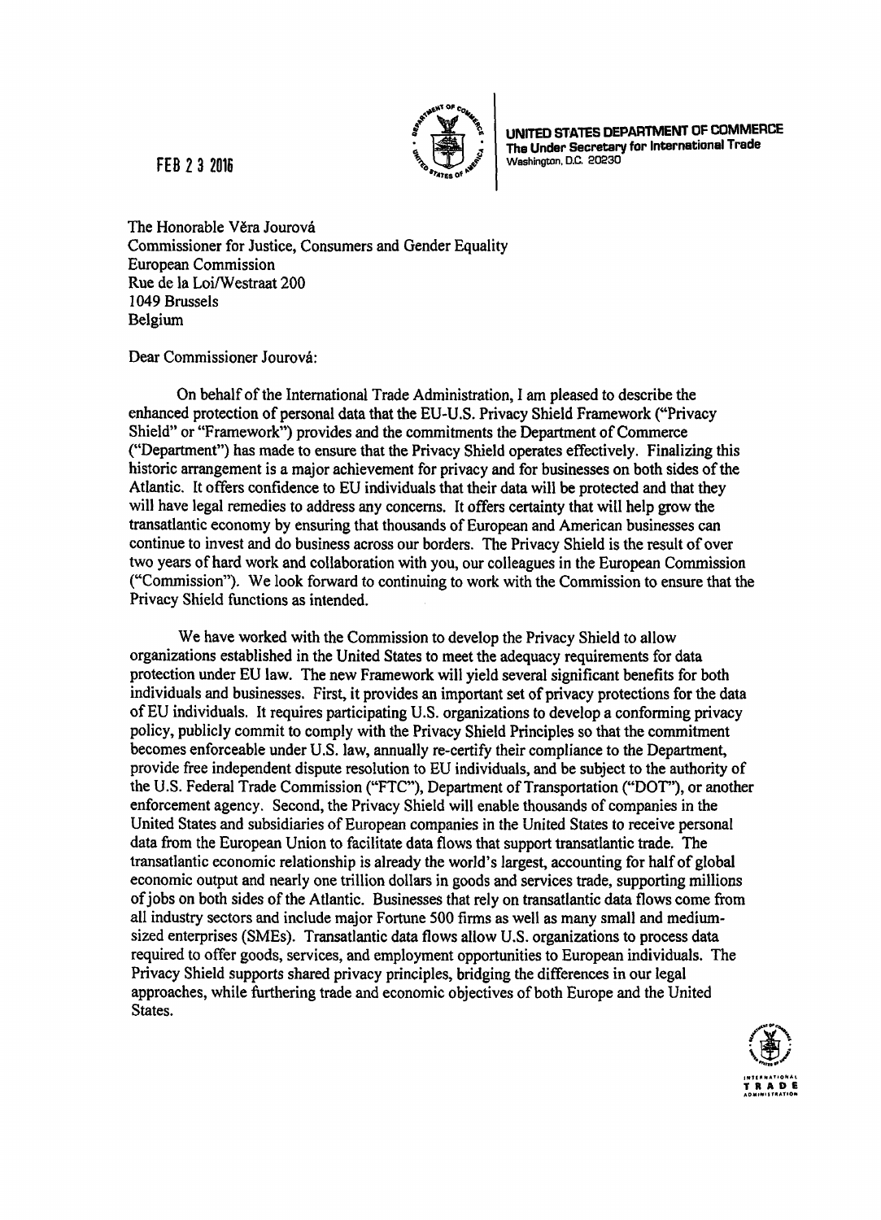FEB 2 3 2016

**UNITED STATES DEPARTMENT OF COMMERCE**
**The Under Secretary for International Trade**
Washington, D.C. 20230

The Honorable Věra Jourová
Commissioner for Justice, Consumers and Gender Equality
European Commission
Rue de la Loi/Westraat 200
1049 Brussels
Belgium

Dear Commissioner Jourová:

On behalf of the International Trade Administration, I am pleased to describe the enhanced protection of personal data that the EU-U.S. Privacy Shield Framework ("Privacy Shield" or "Framework") provides and the commitments the Department of Commerce ("Department") has made to ensure that the Privacy Shield operates effectively. Finalizing this historic arrangement is a major achievement for privacy and for businesses on both sides of the Atlantic. It offers confidence to EU individuals that their data will be protected and that they will have legal remedies to address any concerns. It offers certainty that will help grow the transatlantic economy by ensuring that thousands of European and American businesses can continue to invest and do business across our borders. The Privacy Shield is the result of over two years of hard work and collaboration with you, our colleagues in the European Commission ("Commission"). We look forward to continuing to work with the Commission to ensure that the Privacy Shield functions as intended.

We have worked with the Commission to develop the Privacy Shield to allow organizations established in the United States to meet the adequacy requirements for data protection under EU law. The new Framework will yield several significant benefits for both individuals and businesses. First, it provides an important set of privacy protections for the data of EU individuals. It requires participating U.S. organizations to develop a conforming privacy policy, publicly commit to comply with the Privacy Shield Principles so that the commitment becomes enforceable under U.S. law, annually re-certify their compliance to the Department, provide free independent dispute resolution to EU individuals, and be subject to the authority of the U.S. Federal Trade Commission ("FTC"), Department of Transportation ("DOT"), or another enforcement agency. Second, the Privacy Shield will enable thousands of companies in the United States and subsidiaries of European companies in the United States to receive personal data from the European Union to facilitate data flows that support transatlantic trade. The transatlantic economic relationship is already the world's largest, accounting for half of global economic output and nearly one trillion dollars in goods and services trade, supporting millions of jobs on both sides of the Atlantic. Businesses that rely on transatlantic data flows come from all industry sectors and include major Fortune 500 firms as well as many small and medium-sized enterprises (SMEs). Transatlantic data flows allow U.S. organizations to process data required to offer goods, services, and employment opportunities to European individuals. The Privacy Shield supports shared privacy principles, bridging the differences in our legal approaches, while furthering trade and economic objectives of both Europe and the United States.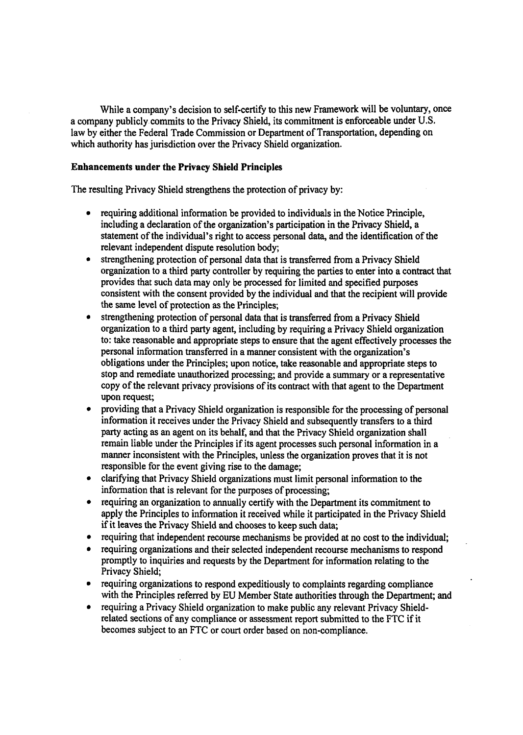While a company's decision to self-certify to this new Framework will be voluntary, once a company publicly commits to the Privacy Shield, its commitment is enforceable under U.S. law by either the Federal Trade Commission or Department of Transportation, depending on which authority has jurisdiction over the Privacy Shield organization.

**Enhancements under the Privacy Shield Principles**

The resulting Privacy Shield strengthens the protection of privacy by:

- requiring additional information be provided to individuals in the Notice Principle, including a declaration of the organization's participation in the Privacy Shield, a statement of the individual's right to access personal data, and the identification of the relevant independent dispute resolution body;
- strengthening protection of personal data that is transferred from a Privacy Shield organization to a third party controller by requiring the parties to enter into a contract that provides that such data may only be processed for limited and specified purposes consistent with the consent provided by the individual and that the recipient will provide the same level of protection as the Principles;
- strengthening protection of personal data that is transferred from a Privacy Shield organization to a third party agent, including by requiring a Privacy Shield organization to: take reasonable and appropriate steps to ensure that the agent effectively processes the personal information transferred in a manner consistent with the organization's obligations under the Principles; upon notice, take reasonable and appropriate steps to stop and remediate unauthorized processing; and provide a summary or a representative copy of the relevant privacy provisions of its contract with that agent to the Department upon request;
- providing that a Privacy Shield organization is responsible for the processing of personal information it receives under the Privacy Shield and subsequently transfers to a third party acting as an agent on its behalf, and that the Privacy Shield organization shall remain liable under the Principles if its agent processes such personal information in a manner inconsistent with the Principles, unless the organization proves that it is not responsible for the event giving rise to the damage;
- clarifying that Privacy Shield organizations must limit personal information to the information that is relevant for the purposes of processing;
- requiring an organization to annually certify with the Department its commitment to apply the Principles to information it received while it participated in the Privacy Shield if it leaves the Privacy Shield and chooses to keep such data;
- requiring that independent recourse mechanisms be provided at no cost to the individual;
- requiring organizations and their selected independent recourse mechanisms to respond promptly to inquiries and requests by the Department for information relating to the Privacy Shield;
- requiring organizations to respond expeditiously to complaints regarding compliance with the Principles referred by EU Member State authorities through the Department; and
- requiring a Privacy Shield organization to make public any relevant Privacy Shield-related sections of any compliance or assessment report submitted to the FTC if it becomes subject to an FTC or court order based on non-compliance.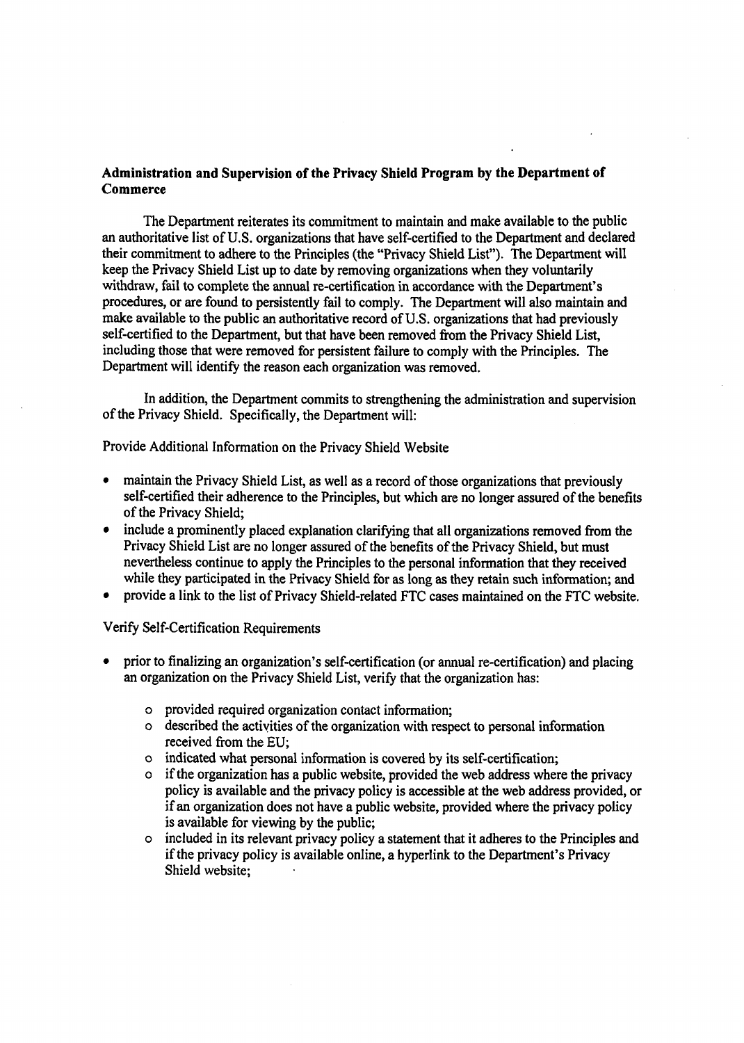**Administration and Supervision of the Privacy Shield Program by the Department of Commerce**

The Department reiterates its commitment to maintain and make available to the public an authoritative list of U.S. organizations that have self-certified to the Department and declared their commitment to adhere to the Principles (the "Privacy Shield List"). The Department will keep the Privacy Shield List up to date by removing organizations when they voluntarily withdraw, fail to complete the annual re-certification in accordance with the Department's procedures, or are found to persistently fail to comply. The Department will also maintain and make available to the public an authoritative record of U.S. organizations that had previously self-certified to the Department, but that have been removed from the Privacy Shield List, including those that were removed for persistent failure to comply with the Principles. The Department will identify the reason each organization was removed.

In addition, the Department commits to strengthening the administration and supervision of the Privacy Shield. Specifically, the Department will:

Provide Additional Information on the Privacy Shield Website

- maintain the Privacy Shield List, as well as a record of those organizations that previously self-certified their adherence to the Principles, but which are no longer assured of the benefits of the Privacy Shield;
- include a prominently placed explanation clarifying that all organizations removed from the Privacy Shield List are no longer assured of the benefits of the Privacy Shield, but must nevertheless continue to apply the Principles to the personal information that they received while they participated in the Privacy Shield for as long as they retain such information; and
- provide a link to the list of Privacy Shield-related FTC cases maintained on the FTC website.

Verify Self-Certification Requirements

- prior to finalizing an organization's self-certification (or annual re-certification) and placing an organization on the Privacy Shield List, verify that the organization has:
    - provided required organization contact information;
    - described the activities of the organization with respect to personal information received from the EU;
    - indicated what personal information is covered by its self-certification;
    - if the organization has a public website, provided the web address where the privacy policy is available and the privacy policy is accessible at the web address provided, or if an organization does not have a public website, provided where the privacy policy is available for viewing by the public;
    - included in its relevant privacy policy a statement that it adheres to the Principles and if the privacy policy is available online, a hyperlink to the Department's Privacy Shield website;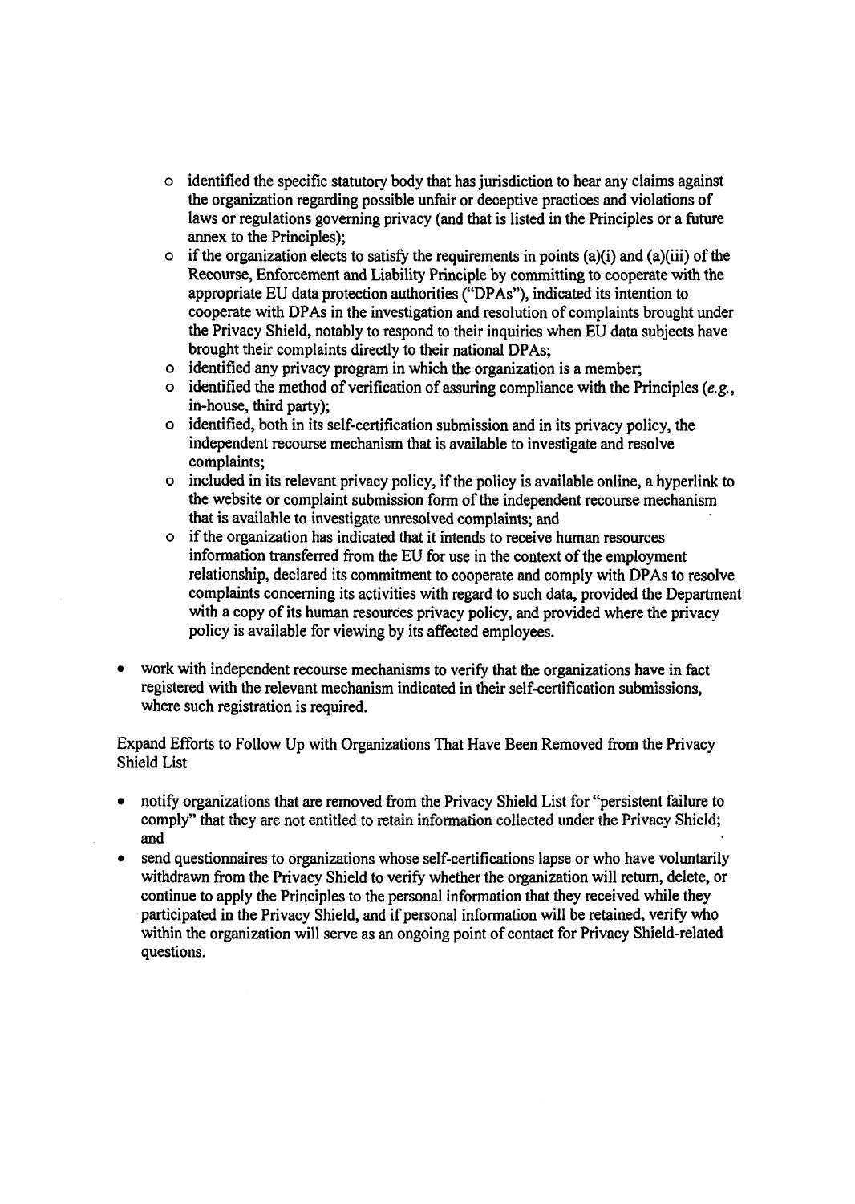- identified the specific statutory body that has jurisdiction to hear any claims against the organization regarding possible unfair or deceptive practices and violations of laws or regulations governing privacy (and that is listed in the Principles or a future annex to the Principles);
  - if the organization elects to satisfy the requirements in points (a)(i) and (a)(iii) of the Recourse, Enforcement and Liability Principle by committing to cooperate with the appropriate EU data protection authorities ("DPAs"), indicated its intention to cooperate with DPAs in the investigation and resolution of complaints brought under the Privacy Shield, notably to respond to their inquiries when EU data subjects have brought their complaints directly to their national DPAs;
  - identified any privacy program in which the organization is a member;
  - identified the method of verification of assuring compliance with the Principles (*e.g.*, in-house, third party);
  - identified, both in its self-certification submission and in its privacy policy, the independent recourse mechanism that is available to investigate and resolve complaints;
  - included in its relevant privacy policy, if the policy is available online, a hyperlink to the website or complaint submission form of the independent recourse mechanism that is available to investigate unresolved complaints; and
  - if the organization has indicated that it intends to receive human resources information transferred from the EU for use in the context of the employment relationship, declared its commitment to cooperate and comply with DPAs to resolve complaints concerning its activities with regard to such data, provided the Department with a copy of its human resources privacy policy, and provided where the privacy policy is available for viewing by its affected employees.

- work with independent recourse mechanisms to verify that the organizations have in fact registered with the relevant mechanism indicated in their self-certification submissions, where such registration is required.

Expand Efforts to Follow Up with Organizations That Have Been Removed from the Privacy Shield List

- notify organizations that are removed from the Privacy Shield List for "persistent failure to comply" that they are not entitled to retain information collected under the Privacy Shield; and
- send questionnaires to organizations whose self-certifications lapse or who have voluntarily withdrawn from the Privacy Shield to verify whether the organization will return, delete, or continue to apply the Principles to the personal information that they received while they participated in the Privacy Shield, and if personal information will be retained, verify who within the organization will serve as an ongoing point of contact for Privacy Shield-related questions.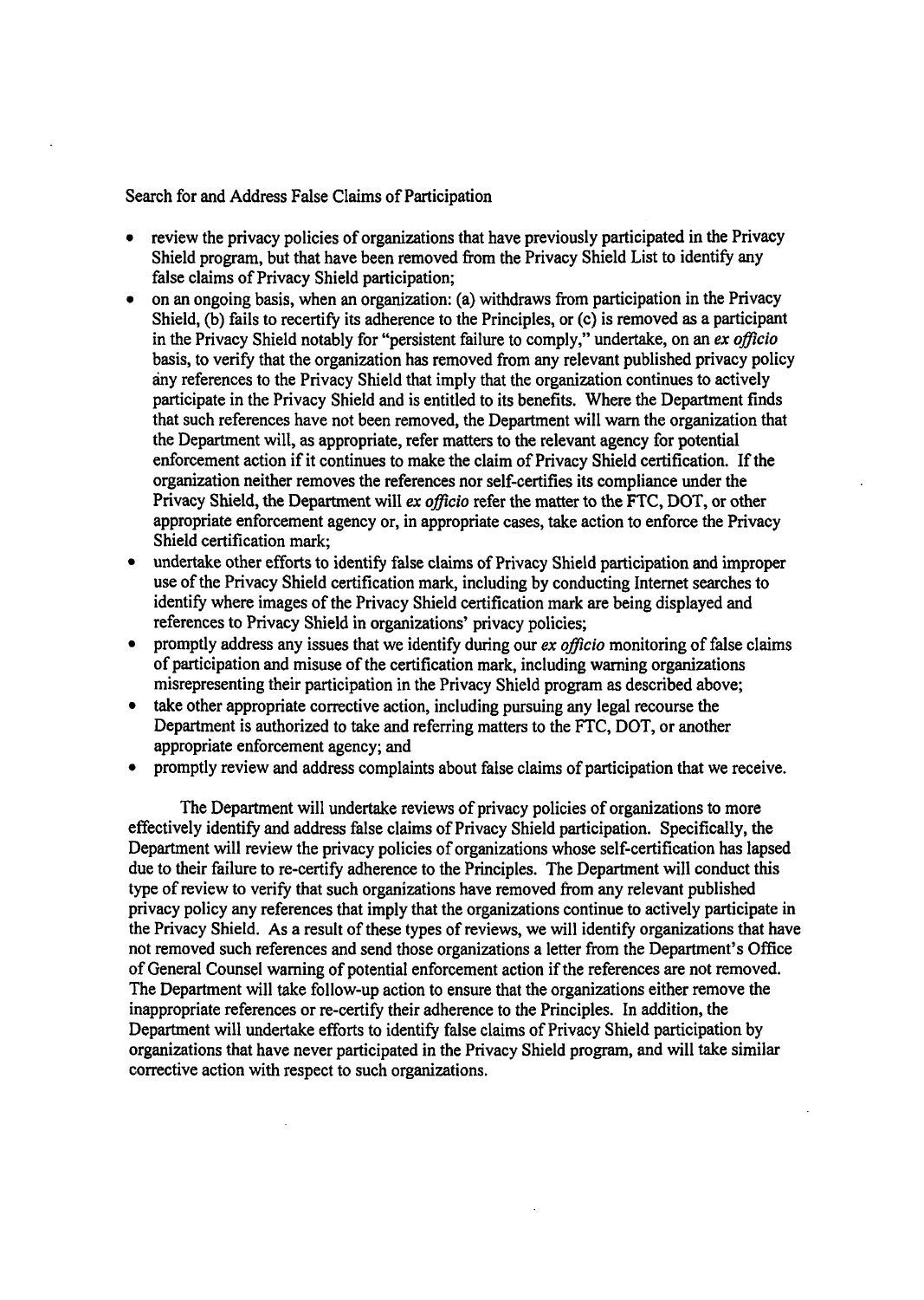Search for and Address False Claims of Participation

- review the privacy policies of organizations that have previously participated in the Privacy Shield program, but that have been removed from the Privacy Shield List to identify any false claims of Privacy Shield participation;
- on an ongoing basis, when an organization: (a) withdraws from participation in the Privacy Shield, (b) fails to recertify its adherence to the Principles, or (c) is removed as a participant in the Privacy Shield notably for "persistent failure to comply," undertake, on an *ex officio* basis, to verify that the organization has removed from any relevant published privacy policy any references to the Privacy Shield that imply that the organization continues to actively participate in the Privacy Shield and is entitled to its benefits. Where the Department finds that such references have not been removed, the Department will warn the organization that the Department will, as appropriate, refer matters to the relevant agency for potential enforcement action if it continues to make the claim of Privacy Shield certification. If the organization neither removes the references nor self-certifies its compliance under the Privacy Shield, the Department will *ex officio* refer the matter to the FTC, DOT, or other appropriate enforcement agency or, in appropriate cases, take action to enforce the Privacy Shield certification mark;
- undertake other efforts to identify false claims of Privacy Shield participation and improper use of the Privacy Shield certification mark, including by conducting Internet searches to identify where images of the Privacy Shield certification mark are being displayed and references to Privacy Shield in organizations' privacy policies;
- promptly address any issues that we identify during our *ex officio* monitoring of false claims of participation and misuse of the certification mark, including warning organizations misrepresenting their participation in the Privacy Shield program as described above;
- take other appropriate corrective action, including pursuing any legal recourse the Department is authorized to take and referring matters to the FTC, DOT, or another appropriate enforcement agency; and
- promptly review and address complaints about false claims of participation that we receive.

The Department will undertake reviews of privacy policies of organizations to more effectively identify and address false claims of Privacy Shield participation. Specifically, the Department will review the privacy policies of organizations whose self-certification has lapsed due to their failure to re-certify adherence to the Principles. The Department will conduct this type of review to verify that such organizations have removed from any relevant published privacy policy any references that imply that the organizations continue to actively participate in the Privacy Shield. As a result of these types of reviews, we will identify organizations that have not removed such references and send those organizations a letter from the Department's Office of General Counsel warning of potential enforcement action if the references are not removed. The Department will take follow-up action to ensure that the organizations either remove the inappropriate references or re-certify their adherence to the Principles. In addition, the Department will undertake efforts to identify false claims of Privacy Shield participation by organizations that have never participated in the Privacy Shield program, and will take similar corrective action with respect to such organizations.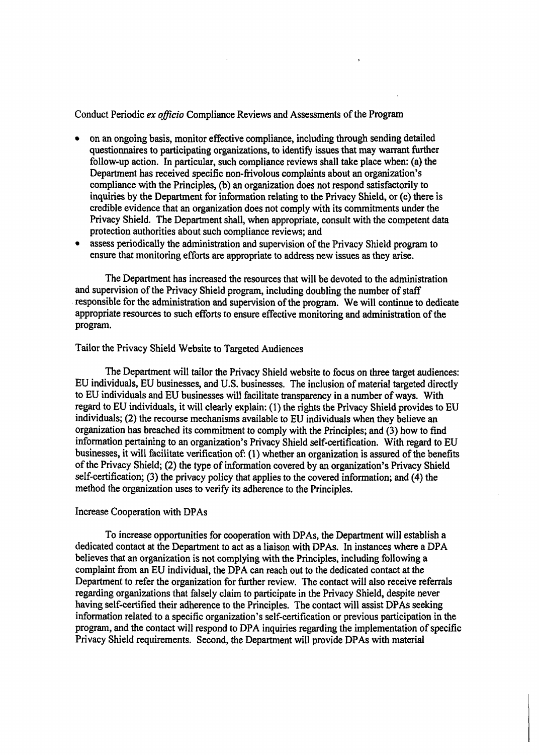Conduct Periodic *ex officio* Compliance Reviews and Assessments of the Program

- on an ongoing basis, monitor effective compliance, including through sending detailed questionnaires to participating organizations, to identify issues that may warrant further follow-up action. In particular, such compliance reviews shall take place when: (a) the Department has received specific non-frivolous complaints about an organization's compliance with the Principles, (b) an organization does not respond satisfactorily to inquiries by the Department for information relating to the Privacy Shield, or (c) there is credible evidence that an organization does not comply with its commitments under the Privacy Shield. The Department shall, when appropriate, consult with the competent data protection authorities about such compliance reviews; and
- assess periodically the administration and supervision of the Privacy Shield program to ensure that monitoring efforts are appropriate to address new issues as they arise.

The Department has increased the resources that will be devoted to the administration and supervision of the Privacy Shield program, including doubling the number of staff responsible for the administration and supervision of the program. We will continue to dedicate appropriate resources to such efforts to ensure effective monitoring and administration of the program.

Tailor the Privacy Shield Website to Targeted Audiences

The Department will tailor the Privacy Shield website to focus on three target audiences: EU individuals, EU businesses, and U.S. businesses. The inclusion of material targeted directly to EU individuals and EU businesses will facilitate transparency in a number of ways. With regard to EU individuals, it will clearly explain: (1) the rights the Privacy Shield provides to EU individuals; (2) the recourse mechanisms available to EU individuals when they believe an organization has breached its commitment to comply with the Principles; and (3) how to find information pertaining to an organization's Privacy Shield self-certification. With regard to EU businesses, it will facilitate verification of: (1) whether an organization is assured of the benefits of the Privacy Shield; (2) the type of information covered by an organization's Privacy Shield self-certification; (3) the privacy policy that applies to the covered information; and (4) the method the organization uses to verify its adherence to the Principles.

Increase Cooperation with DPAs

To increase opportunities for cooperation with DPAs, the Department will establish a dedicated contact at the Department to act as a liaison with DPAs. In instances where a DPA believes that an organization is not complying with the Principles, including following a complaint from an EU individual, the DPA can reach out to the dedicated contact at the Department to refer the organization for further review. The contact will also receive referrals regarding organizations that falsely claim to participate in the Privacy Shield, despite never having self-certified their adherence to the Principles. The contact will assist DPAs seeking information related to a specific organization's self-certification or previous participation in the program, and the contact will respond to DPA inquiries regarding the implementation of specific Privacy Shield requirements. Second, the Department will provide DPAs with material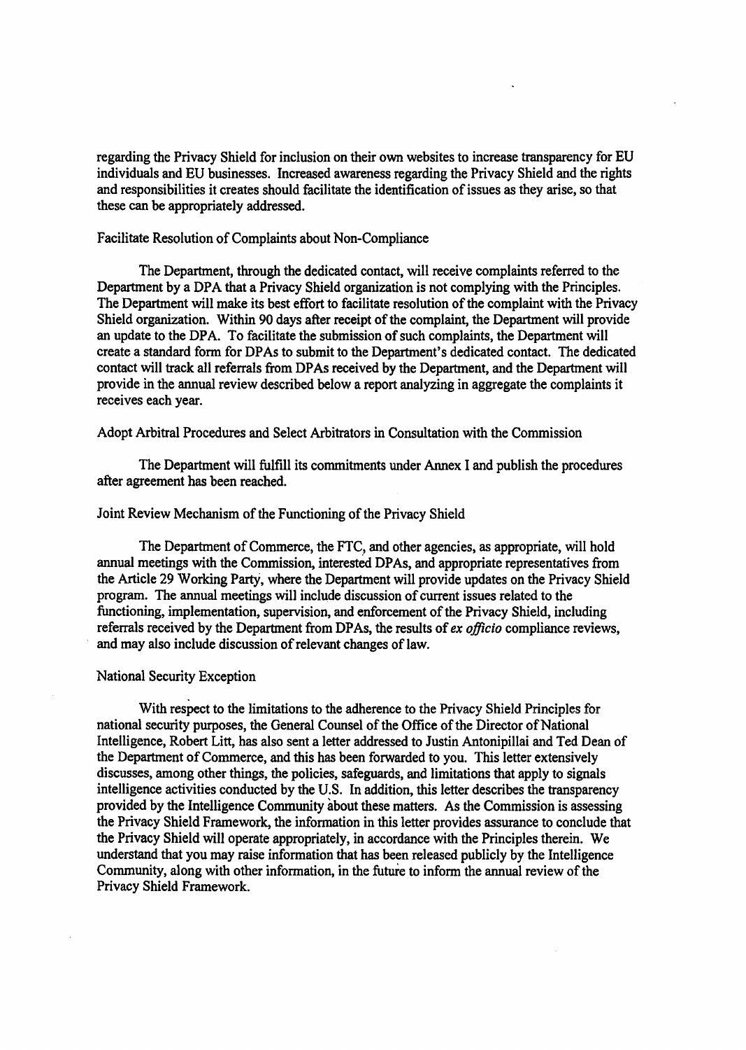regarding the Privacy Shield for inclusion on their own websites to increase transparency for EU individuals and EU businesses. Increased awareness regarding the Privacy Shield and the rights and responsibilities it creates should facilitate the identification of issues as they arise, so that these can be appropriately addressed.

### Facilitate Resolution of Complaints about Non-Compliance

The Department, through the dedicated contact, will receive complaints referred to the Department by a DPA that a Privacy Shield organization is not complying with the Principles. The Department will make its best effort to facilitate resolution of the complaint with the Privacy Shield organization. Within 90 days after receipt of the complaint, the Department will provide an update to the DPA. To facilitate the submission of such complaints, the Department will create a standard form for DPAs to submit to the Department's dedicated contact. The dedicated contact will track all referrals from DPAs received by the Department, and the Department will provide in the annual review described below a report analyzing in aggregate the complaints it receives each year.

### Adopt Arbitral Procedures and Select Arbitrators in Consultation with the Commission

The Department will fulfill its commitments under Annex I and publish the procedures after agreement has been reached.

### Joint Review Mechanism of the Functioning of the Privacy Shield

The Department of Commerce, the FTC, and other agencies, as appropriate, will hold annual meetings with the Commission, interested DPAs, and appropriate representatives from the Article 29 Working Party, where the Department will provide updates on the Privacy Shield program. The annual meetings will include discussion of current issues related to the functioning, implementation, supervision, and enforcement of the Privacy Shield, including referrals received by the Department from DPAs, the results of *ex officio* compliance reviews, and may also include discussion of relevant changes of law.

### National Security Exception

With respect to the limitations to the adherence to the Privacy Shield Principles for national security purposes, the General Counsel of the Office of the Director of National Intelligence, Robert Litt, has also sent a letter addressed to Justin Antonipillai and Ted Dean of the Department of Commerce, and this has been forwarded to you. This letter extensively discusses, among other things, the policies, safeguards, and limitations that apply to signals intelligence activities conducted by the U.S. In addition, this letter describes the transparency provided by the Intelligence Community about these matters. As the Commission is assessing the Privacy Shield Framework, the information in this letter provides assurance to conclude that the Privacy Shield will operate appropriately, in accordance with the Principles therein. We understand that you may raise information that has been released publicly by the Intelligence Community, along with other information, in the future to inform the annual review of the Privacy Shield Framework.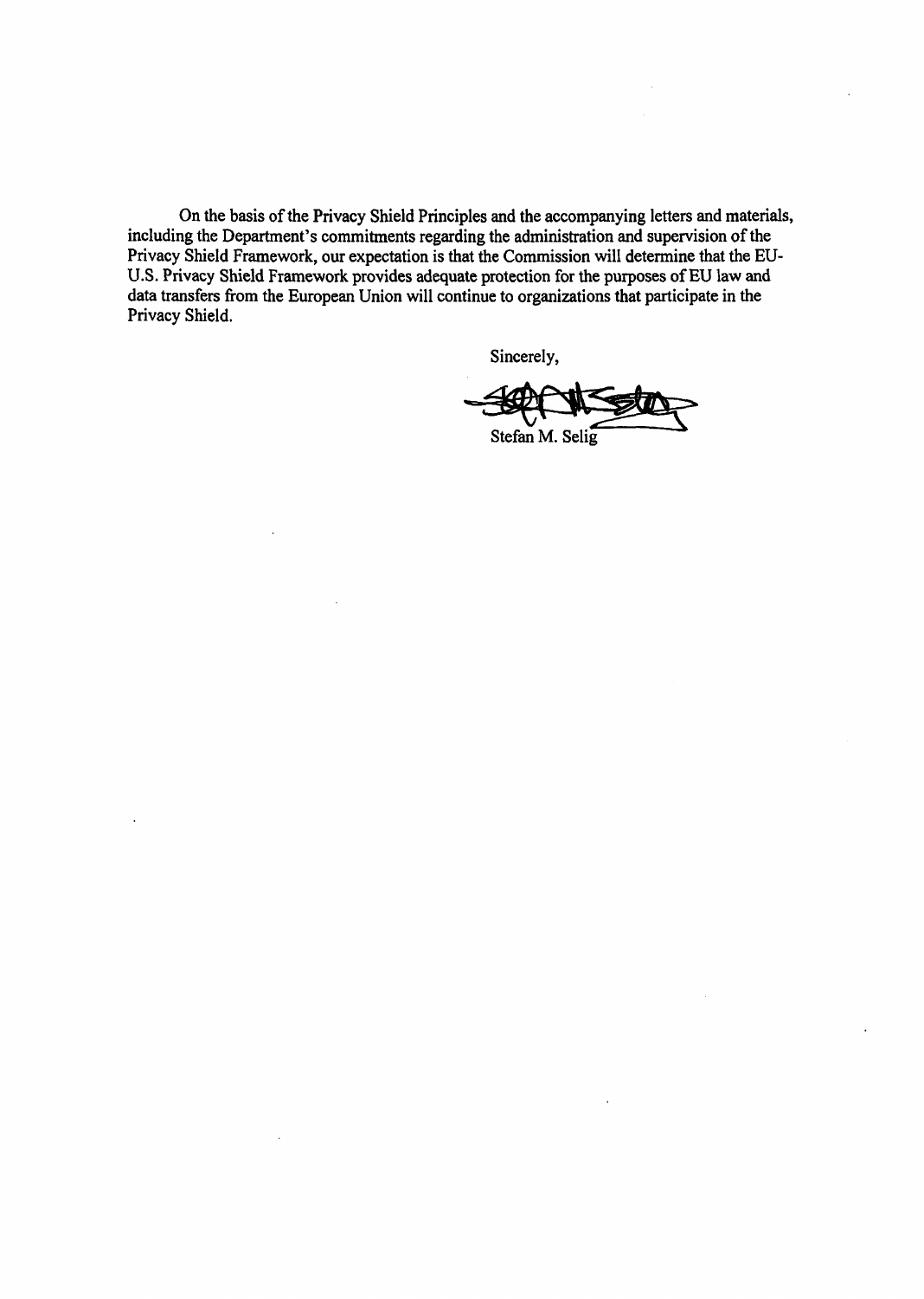On the basis of the Privacy Shield Principles and the accompanying letters and materials, including the Department's commitments regarding the administration and supervision of the Privacy Shield Framework, our expectation is that the Commission will determine that the EU-U.S. Privacy Shield Framework provides adequate protection for the purposes of EU law and data transfers from the European Union will continue to organizations that participate in the Privacy Shield.

Sincerely,

Stefan M. Selig